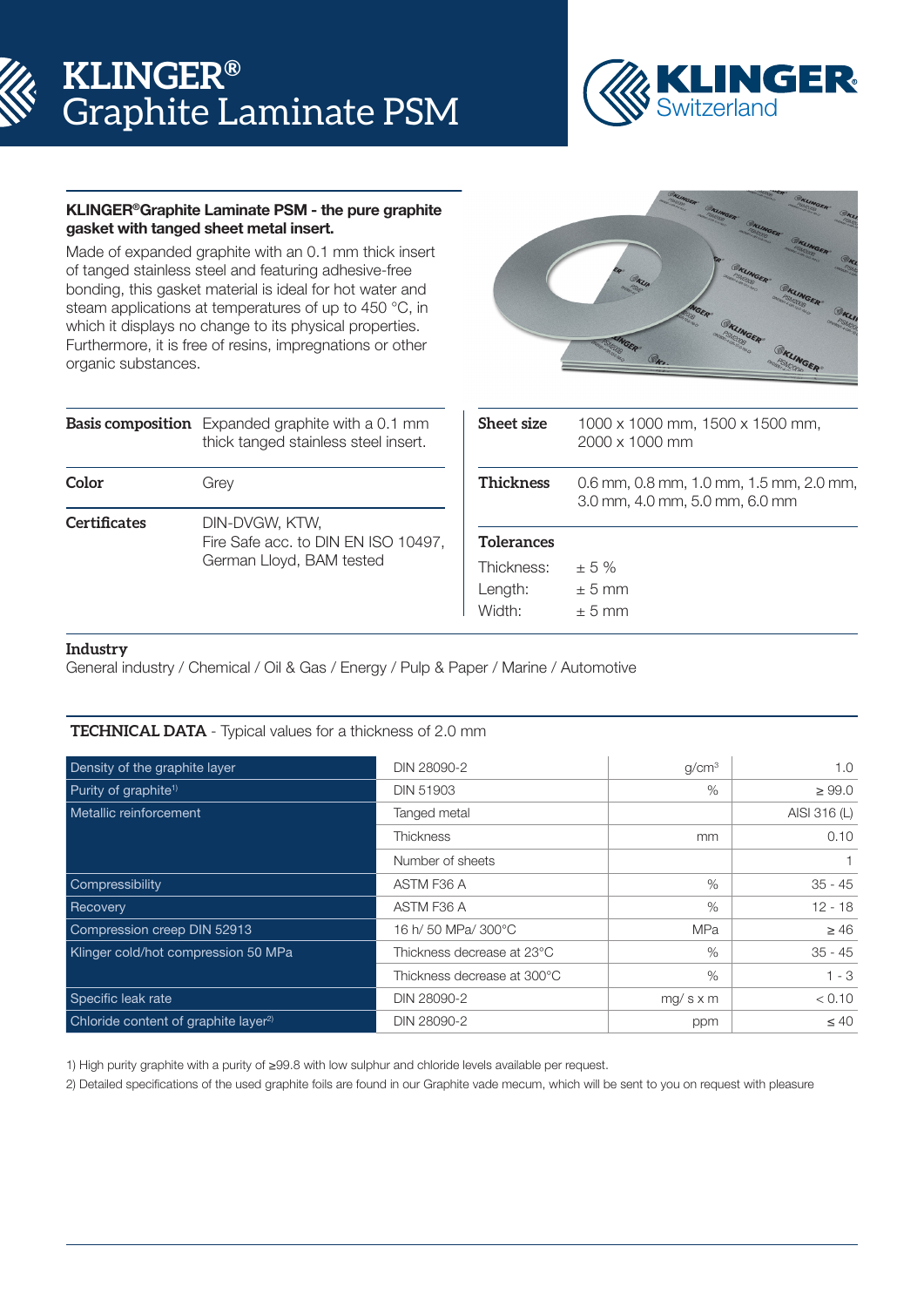# KLINGER® Graphite Laminate PSM

KLINGER Switzerland

**KLINGER®Graphite Laminate PSM - the pure graphite gasket with tanged sheet metal insert.**

Made of expanded graphite with an 0.1 mm thick insert of tanged stainless steel and featuring adhesive-free bonding, this gasket material is ideal for hot water and steam applications at temperatures of up to 450 °C, in which it displays no change to its physical properties. Furthermore, it is free of resins, impregnations or other organic substances.

| | |
|---|---|
| **Basis composition** | Expanded graphite with a 0.1 mm thick tanged stainless steel insert. |
| **Color** | Grey |
| **Certificates** | DIN-DVGW, KTW, Fire Safe acc. to DIN EN ISO 10497, German Lloyd, BAM tested |

| | |
|---|---|
| **Sheet size** | 1000 x 1000 mm, 1500 x 1500 mm, 2000 x 1000 mm |
| **Thickness** | 0.6 mm, 0.8 mm, 1.0 mm, 1.5 mm, 2.0 mm, 3.0 mm, 4.0 mm, 5.0 mm, 6.0 mm |

**Tolerances**

| | |
|---|---|
| Thickness: | ± 5 % |
| Length: | ± 5 mm |
| Width: | ± 5 mm |

**Industry**

General industry / Chemical / Oil & Gas / Energy / Pulp & Paper / Marine / Automotive

## TECHNICAL DATA - Typical values for a thickness of 2.0 mm

| Property | Test | Unit | Value |
|---|---|---|---|
| Density of the graphite layer | DIN 28090-2 | g/cm³ | 1.0 |
| Purity of graphite[1] | DIN 51903 | % | ≥ 99.0 |
| Metallic reinforcement | Tanged metal | | AISI 316 (L) |
| | Thickness | mm | 0.10 |
| | Number of sheets | | 1 |
| Compressibility | ASTM F36 A | % | 35 - 45 |
| Recovery | ASTM F36 A | % | 12 - 18 |
| Compression creep DIN 52913 | 16 h/ 50 MPa/ 300°C | MPa | ≥ 46 |
| Klinger cold/hot compression 50 MPa | Thickness decrease at 23°C | % | 35 - 45 |
| | Thickness decrease at 300°C | % | 1 - 3 |
| Specific leak rate | DIN 28090-2 | mg/ s x m | < 0.10 |
| Chloride content of graphite layer[2] | DIN 28090-2 | ppm | ≤ 40 |

1) High purity graphite with a purity of ≥99.8 with low sulphur and chloride levels available per request.

2) Detailed specifications of the used graphite foils are found in our Graphite vade mecum, which will be sent to you on request with pleasure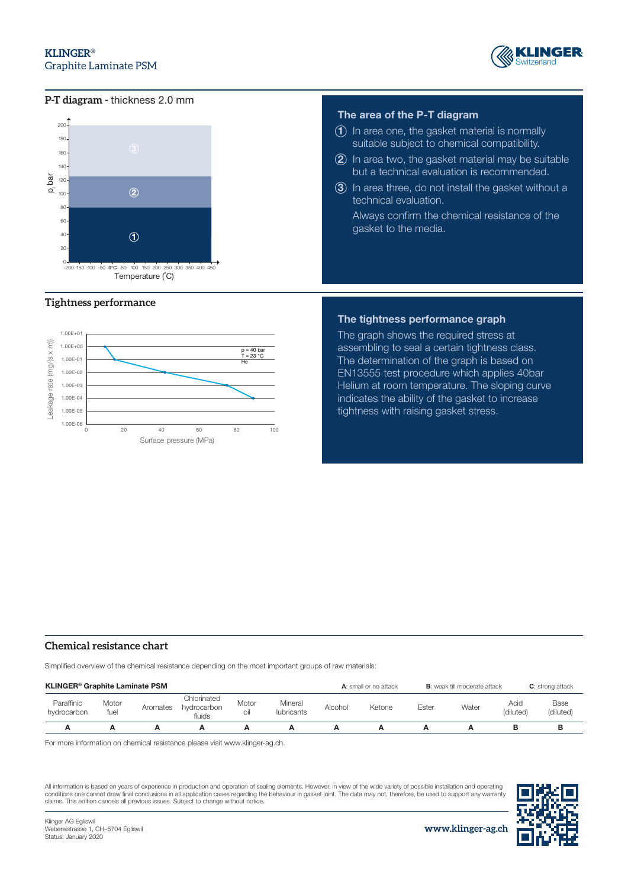## P-T diagram - thickness 2.0 mm

p, bar

200
180
160
140
120
100
80
60
40
20
0

③
②
①

-200 -150 -100 -50 0°C 50 100 150 200 250 300 350 400 450

Temperature (°C)

### The area of the P-T diagram

① In area one, the gasket material is normally suitable subject to chemical compatibility.

② In area two, the gasket material may be suitable but a technical evaluation is recommended.

③ In area three, do not install the gasket without a technical evaluation.

Always confirm the chemical resistance of the gasket to the media.

## Tightness performance

Leakage rate (mg/(s x m))

1.00E+01
1.00E+00
1.00E-01
1.00E-02
1.00E-03
1.00E-04
1.00E-05
1.00E-06

p = 40 bar
T = 23 °C
He

0 20 40 60 80 100

Surface pressure (MPa)

### The tightness performance graph

The graph shows the required stress at assembling to seal a certain tightness class. The determination of the graph is based on EN13555 test procedure which applies 40bar Helium at room temperature. The sloping curve indicates the ability of the gasket to increase tightness with raising gasket stress.

## Chemical resistance chart

Simplified overview of the chemical resistance depending on the most important groups of raw materials:

**KLINGER® Graphite Laminate PSM** — **A**: small or no attack — **B**: weak till moderate attack — **C**: strong attack

| Paraffinic hydrocarbon | Motor fuel | Aromates | Chlorinated hydrocarbon fluids | Motor oil | Mineral lubricants | Alcohol | Ketone | Ester | Water | Acid (diluted) | Base (diluted) |
|---|---|---|---|---|---|---|---|---|---|---|---|
| **A** | **A** | **A** | **A** | **A** | **A** | **A** | **A** | **A** | **A** | **B** | **B** |

For more information on chemical resistance please visit www.klinger-ag.ch.

All information is based on years of experience in production and operation of sealing elements. However, in view of the wide variety of possible installation and operating conditions one cannot draw final conclusions in all application cases regarding the behaviour in gasket joint. The data may not, therefore, be used to support any warranty claims. This edition cancels all previous issues. Subject to change without notice.

Klinger AG Egliswil
Webereistrasse 1, CH–5704 Egliswil
Status: January 2020

**www.klinger-ag.ch**